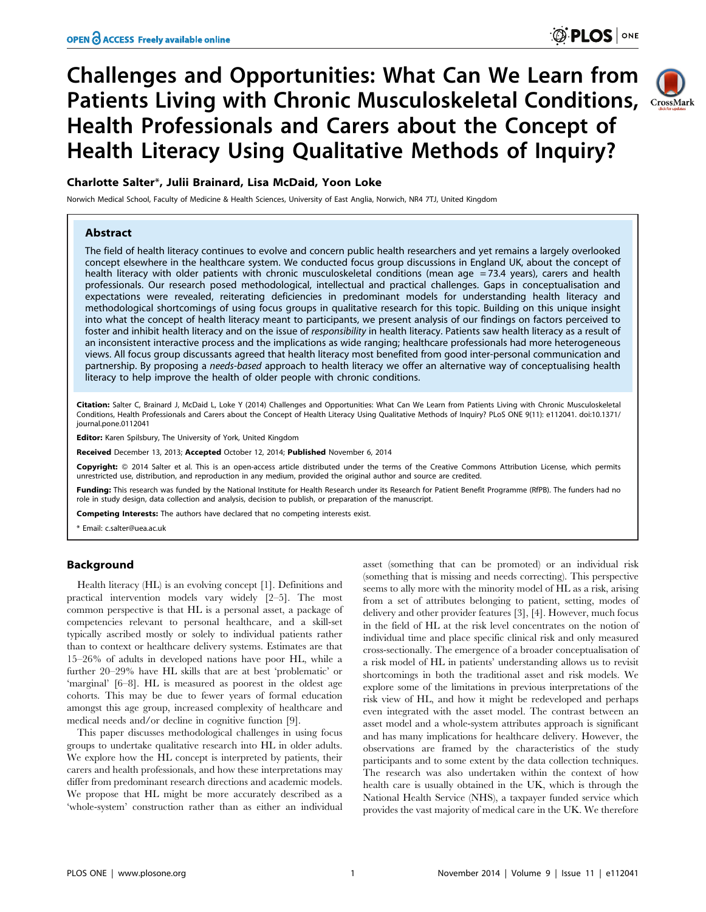# Challenges and Opportunities: What Can We Learn from Patients Living with Chronic Musculoskeletal Conditions, Health Professionals and Carers about the Concept of Health Literacy Using Qualitative Methods of Inquiry?

**Charlotte Salter\*, Julii Brainard, Lisa McDaid, Yoon Loke**

Norwich Medical School, Faculty of Medicine & Health Sciences, University of East Anglia, Norwich, NR4 7TJ, United Kingdom

## Abstract

The field of health literacy continues to evolve and concern public health researchers and yet remains a largely overlooked concept elsewhere in the healthcare system. We conducted focus group discussions in England UK, about the concept of health literacy with older patients with chronic musculoskeletal conditions (mean age = 73.4 years), carers and health professionals. Our research posed methodological, intellectual and practical challenges. Gaps in conceptualisation and expectations were revealed, reiterating deficiencies in predominant models for understanding health literacy and methodological shortcomings of using focus groups in qualitative research for this topic. Building on this unique insight into what the concept of health literacy meant to participants, we present analysis of our findings on factors perceived to foster and inhibit health literacy and on the issue of *responsibility* in health literacy. Patients saw health literacy as a result of an inconsistent interactive process and the implications as wide ranging; healthcare professionals had more heterogeneous views. All focus group discussants agreed that health literacy most benefited from good inter-personal communication and partnership. By proposing a *needs-based* approach to health literacy we offer an alternative way of conceptualising health literacy to help improve the health of older people with chronic conditions.

**Citation:** Salter C, Brainard J, McDaid L, Loke Y (2014) Challenges and Opportunities: What Can We Learn from Patients Living with Chronic Musculoskeletal Conditions, Health Professionals and Carers about the Concept of Health Literacy Using Qualitative Methods of Inquiry? PLoS ONE 9(11): e112041. doi:10.1371/journal.pone.0112041

**Editor:** Karen Spilsbury, The University of York, United Kingdom

**Received** December 13, 2013; **Accepted** October 12, 2014; **Published** November 6, 2014

**Copyright:** © 2014 Salter et al. This is an open-access article distributed under the terms of the Creative Commons Attribution License, which permits unrestricted use, distribution, and reproduction in any medium, provided the original author and source are credited.

**Funding:** This research was funded by the National Institute for Health Research under its Research for Patient Benefit Programme (RfPB). The funders had no role in study design, data collection and analysis, decision to publish, or preparation of the manuscript.

**Competing Interests:** The authors have declared that no competing interests exist.

\* Email: c.salter@uea.ac.uk

## Background

Health literacy (HL) is an evolving concept [1]. Definitions and practical intervention models vary widely [2–5]. The most common perspective is that HL is a personal asset, a package of competencies relevant to personal healthcare, and a skill-set typically ascribed mostly or solely to individual patients rather than to context or healthcare delivery systems. Estimates are that 15–26% of adults in developed nations have poor HL, while a further 20–29% have HL skills that are at best 'problematic' or 'marginal' [6–8]. HL is measured as poorest in the oldest age cohorts. This may be due to fewer years of formal education amongst this age group, increased complexity of healthcare and medical needs and/or decline in cognitive function [9].

This paper discusses methodological challenges in using focus groups to undertake qualitative research into HL in older adults. We explore how the HL concept is interpreted by patients, their carers and health professionals, and how these interpretations may differ from predominant research directions and academic models. We propose that HL might be more accurately described as a 'whole-system' construction rather than as either an individual asset (something that can be promoted) or an individual risk (something that is missing and needs correcting). This perspective seems to ally more with the minority model of HL as a risk, arising from a set of attributes belonging to patient, setting, modes of delivery and other provider features [3], [4]. However, much focus in the field of HL at the risk level concentrates on the notion of individual time and place specific clinical risk and only measured cross-sectionally. The emergence of a broader conceptualisation of a risk model of HL in patients' understanding allows us to revisit shortcomings in both the traditional asset and risk models. We explore some of the limitations in previous interpretations of the risk view of HL, and how it might be redeveloped and perhaps even integrated with the asset model. The contrast between an asset model and a whole-system attributes approach is significant and has many implications for healthcare delivery. However, the observations are framed by the characteristics of the study participants and to some extent by the data collection techniques. The research was also undertaken within the context of how health care is usually obtained in the UK, which is through the National Health Service (NHS), a taxpayer funded service which provides the vast majority of medical care in the UK. We therefore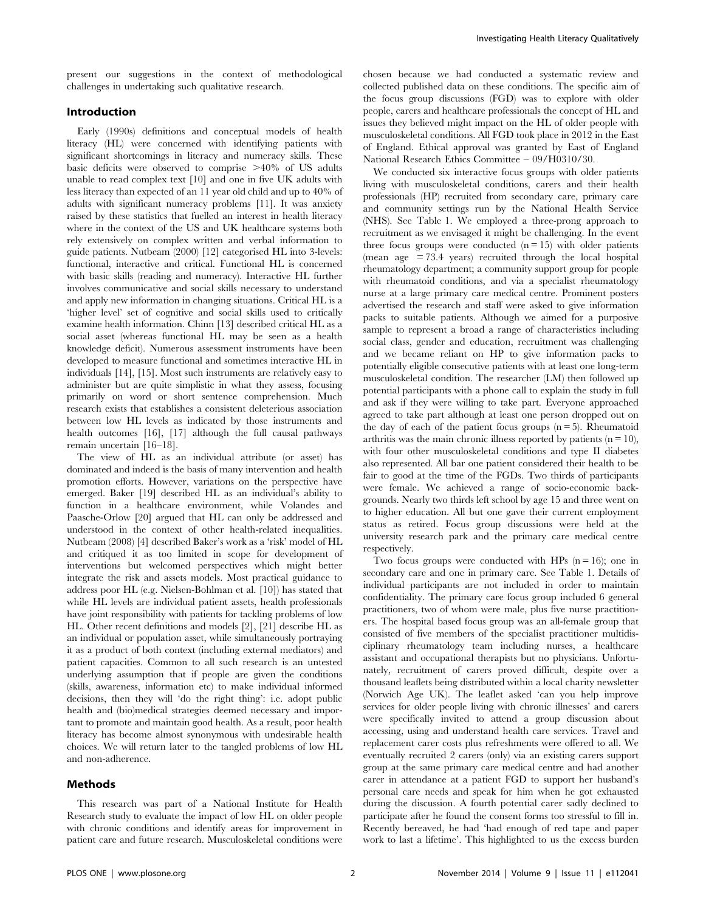present our suggestions in the context of methodological challenges in undertaking such qualitative research.

## Introduction

Early (1990s) definitions and conceptual models of health literacy (HL) were concerned with identifying patients with significant shortcomings in literacy and numeracy skills. These basic deficits were observed to comprise >40% of US adults unable to read complex text [10] and one in five UK adults with less literacy than expected of an 11 year old child and up to 40% of adults with significant numeracy problems [11]. It was anxiety raised by these statistics that fuelled an interest in health literacy where in the context of the US and UK healthcare systems both rely extensively on complex written and verbal information to guide patients. Nutbeam (2000) [12] categorised HL into 3-levels: functional, interactive and critical. Functional HL is concerned with basic skills (reading and numeracy). Interactive HL further involves communicative and social skills necessary to understand and apply new information in changing situations. Critical HL is a 'higher level' set of cognitive and social skills used to critically examine health information. Chinn [13] described critical HL as a social asset (whereas functional HL may be seen as a health knowledge deficit). Numerous assessment instruments have been developed to measure functional and sometimes interactive HL in individuals [14], [15]. Most such instruments are relatively easy to administer but are quite simplistic in what they assess, focusing primarily on word or short sentence comprehension. Much research exists that establishes a consistent deleterious association between low HL levels as indicated by those instruments and health outcomes [16], [17] although the full causal pathways remain uncertain [16–18].

The view of HL as an individual attribute (or asset) has dominated and indeed is the basis of many intervention and health promotion efforts. However, variations on the perspective have emerged. Baker [19] described HL as an individual's ability to function in a healthcare environment, while Volandes and Paasche-Orlow [20] argued that HL can only be addressed and understood in the context of other health-related inequalities. Nutbeam (2008) [4] described Baker's work as a 'risk' model of HL and critiqued it as too limited in scope for development of interventions but welcomed perspectives which might better integrate the risk and assets models. Most practical guidance to address poor HL (e.g. Nielsen-Bohlman et al. [10]) has stated that while HL levels are individual patient assets, health professionals have joint responsibility with patients for tackling problems of low HL. Other recent definitions and models [2], [21] describe HL as an individual or population asset, while simultaneously portraying it as a product of both context (including external mediators) and patient capacities. Common to all such research is an untested underlying assumption that if people are given the conditions (skills, awareness, information etc) to make individual informed decisions, then they will 'do the right thing': i.e. adopt public health and (bio)medical strategies deemed necessary and important to promote and maintain good health. As a result, poor health literacy has become almost synonymous with undesirable health choices. We will return later to the tangled problems of low HL and non-adherence.

## Methods

This research was part of a National Institute for Health Research study to evaluate the impact of low HL on older people with chronic conditions and identify areas for improvement in patient care and future research. Musculoskeletal conditions were chosen because we had conducted a systematic review and collected published data on these conditions. The specific aim of the focus group discussions (FGD) was to explore with older people, carers and healthcare professionals the concept of HL and issues they believed might impact on the HL of older people with musculoskeletal conditions. All FGD took place in 2012 in the East of England. Ethical approval was granted by East of England National Research Ethics Committee – 09/H0310/30.

We conducted six interactive focus groups with older patients living with musculoskeletal conditions, carers and their health professionals (HP) recruited from secondary care, primary care and community settings run by the National Health Service (NHS). See Table 1. We employed a three-prong approach to recruitment as we envisaged it might be challenging. In the event three focus groups were conducted (n = 15) with older patients (mean age = 73.4 years) recruited through the local hospital rheumatology department; a community support group for people with rheumatoid conditions, and via a specialist rheumatology nurse at a large primary care medical centre. Prominent posters advertised the research and staff were asked to give information packs to suitable patients. Although we aimed for a purposive sample to represent a broad a range of characteristics including social class, gender and education, recruitment was challenging and we became reliant on HP to give information packs to potentially eligible consecutive patients with at least one long-term musculoskeletal condition. The researcher (LM) then followed up potential participants with a phone call to explain the study in full and ask if they were willing to take part. Everyone approached agreed to take part although at least one person dropped out on the day of each of the patient focus groups (n = 5). Rheumatoid arthritis was the main chronic illness reported by patients (n = 10), with four other musculoskeletal conditions and type II diabetes also represented. All bar one patient considered their health to be fair to good at the time of the FGDs. Two thirds of participants were female. We achieved a range of socio-economic backgrounds. Nearly two thirds left school by age 15 and three went on to higher education. All but one gave their current employment status as retired. Focus group discussions were held at the university research park and the primary care medical centre respectively.

Two focus groups were conducted with HPs (n = 16); one in secondary care and one in primary care. See Table 1. Details of individual participants are not included in order to maintain confidentiality. The primary care focus group included 6 general practitioners, two of whom were male, plus five nurse practitioners. The hospital based focus group was an all-female group that consisted of five members of the specialist practitioner multidisciplinary rheumatology team including nurses, a healthcare assistant and occupational therapists but no physicians. Unfortunately, recruitment of carers proved difficult, despite over a thousand leaflets being distributed within a local charity newsletter (Norwich Age UK). The leaflet asked 'can you help improve services for older people living with chronic illnesses' and carers were specifically invited to attend a group discussion about accessing, using and understand health care services. Travel and replacement carer costs plus refreshments were offered to all. We eventually recruited 2 carers (only) via an existing carers support group at the same primary care medical centre and had another carer in attendance at a patient FGD to support her husband's personal care needs and speak for him when he got exhausted during the discussion. A fourth potential carer sadly declined to participate after he found the consent forms too stressful to fill in. Recently bereaved, he had 'had enough of red tape and paper work to last a lifetime'. This highlighted to us the excess burden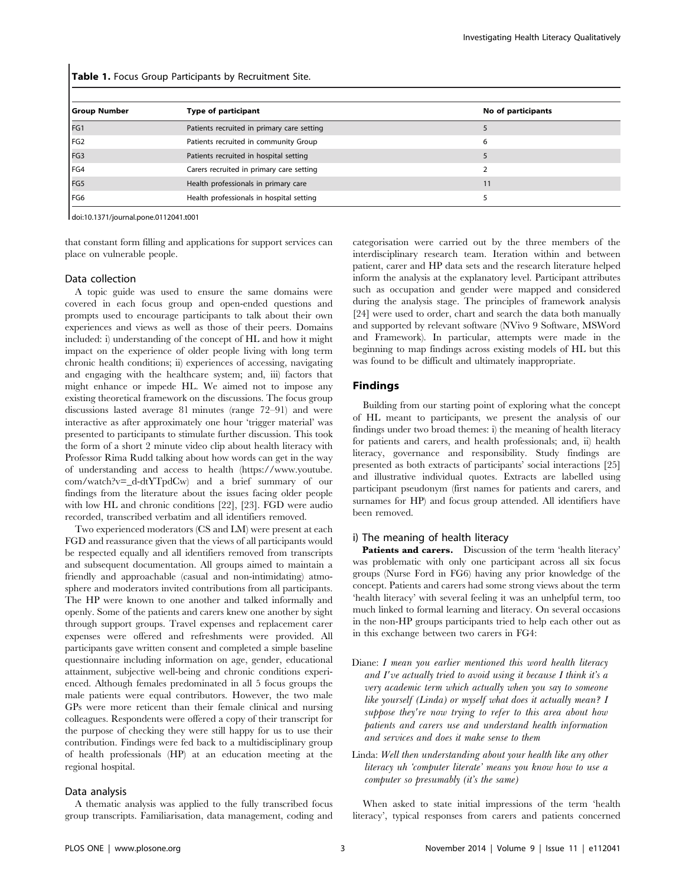**Table 1.** Focus Group Participants by Recruitment Site.

| Group Number | Type of participant | No of participants |
|---|---|---|
| FG1 | Patients recruited in primary care setting | 5 |
| FG2 | Patients recruited in community Group | 6 |
| FG3 | Patients recruited in hospital setting | 5 |
| FG4 | Carers recruited in primary care setting | 2 |
| FG5 | Health professionals in primary care | 11 |
| FG6 | Health professionals in hospital setting | 5 |

doi:10.1371/journal.pone.0112041.t001

that constant form filling and applications for support services can place on vulnerable people.

### Data collection

A topic guide was used to ensure the same domains were covered in each focus group and open-ended questions and prompts used to encourage participants to talk about their own experiences and views as well as those of their peers. Domains included: i) understanding of the concept of HL and how it might impact on the experience of older people living with long term chronic health conditions; ii) experiences of accessing, navigating and engaging with the healthcare system; and, iii) factors that might enhance or impede HL. We aimed not to impose any existing theoretical framework on the discussions. The focus group discussions lasted average 81 minutes (range 72–91) and were interactive as after approximately one hour 'trigger material' was presented to participants to stimulate further discussion. This took the form of a short 2 minute video clip about health literacy with Professor Rima Rudd talking about how words can get in the way of understanding and access to health (https://www.youtube.com/watch?v=_d-dtYTpdCw) and a brief summary of our findings from the literature about the issues facing older people with low HL and chronic conditions [22], [23]. FGD were audio recorded, transcribed verbatim and all identifiers removed.

Two experienced moderators (CS and LM) were present at each FGD and reassurance given that the views of all participants would be respected equally and all identifiers removed from transcripts and subsequent documentation. All groups aimed to maintain a friendly and approachable (casual and non-intimidating) atmosphere and moderators invited contributions from all participants. The HP were known to one another and talked informally and openly. Some of the patients and carers knew one another by sight through support groups. Travel expenses and replacement carer expenses were offered and refreshments were provided. All participants gave written consent and completed a simple baseline questionnaire including information on age, gender, educational attainment, subjective well-being and chronic conditions experienced. Although females predominated in all 5 focus groups the male patients were equal contributors. However, the two male GPs were more reticent than their female clinical and nursing colleagues. Respondents were offered a copy of their transcript for the purpose of checking they were still happy for us to use their contribution. Findings were fed back to a multidisciplinary group of health professionals (HP) at an education meeting at the regional hospital.

### Data analysis

A thematic analysis was applied to the fully transcribed focus group transcripts. Familiarisation, data management, coding and categorisation were carried out by the three members of the interdisciplinary research team. Iteration within and between patient, carer and HP data sets and the research literature helped inform the analysis at the explanatory level. Participant attributes such as occupation and gender were mapped and considered during the analysis stage. The principles of framework analysis [24] were used to order, chart and search the data both manually and supported by relevant software (NVivo 9 Software, MSWord and Framework). In particular, attempts were made in the beginning to map findings across existing models of HL but this was found to be difficult and ultimately inappropriate.

## Findings

Building from our starting point of exploring what the concept of HL meant to participants, we present the analysis of our findings under two broad themes: i) the meaning of health literacy for patients and carers, and health professionals; and, ii) health literacy, governance and responsibility. Study findings are presented as both extracts of participants' social interactions [25] and illustrative individual quotes. Extracts are labelled using participant pseudonym (first names for patients and carers, and surnames for HP) and focus group attended. All identifiers have been removed.

### i) The meaning of health literacy

**Patients and carers.** Discussion of the term 'health literacy' was problematic with only one participant across all six focus groups (Nurse Ford in FG6) having any prior knowledge of the concept. Patients and carers had some strong views about the term 'health literacy' with several feeling it was an unhelpful term, too much linked to formal learning and literacy. On several occasions in the non-HP groups participants tried to help each other out as in this exchange between two carers in FG4:

Diane: *I mean you earlier mentioned this word health literacy and I've actually tried to avoid using it because I think it's a very academic term which actually when you say to someone like yourself (Linda) or myself what does it actually mean? I suppose they're now trying to refer to this area about how patients and carers use and understand health information and services and does it make sense to them*

Linda: *Well then understanding about your health like any other literacy uh 'computer literate' means you know how to use a computer so presumably (it's the same)*

When asked to state initial impressions of the term 'health literacy', typical responses from carers and patients concerned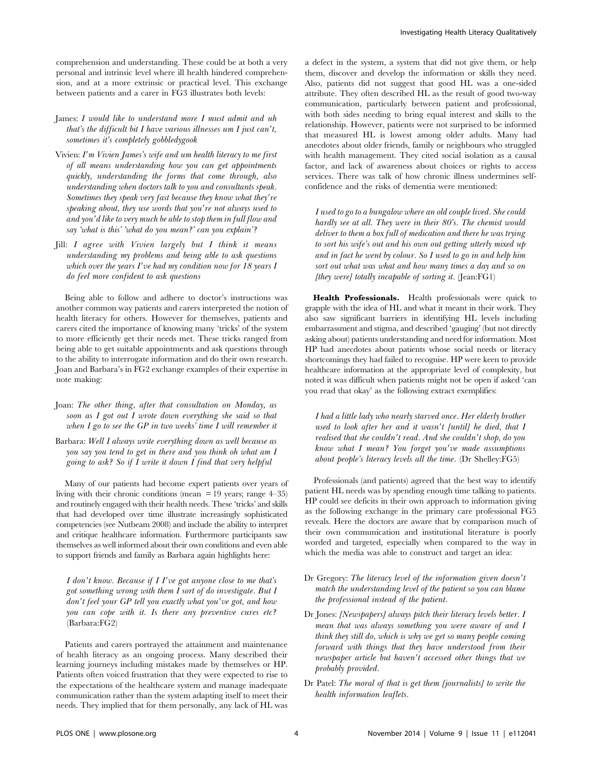comprehension and understanding. These could be at both a very personal and intrinsic level where ill health hindered comprehension, and at a more extrinsic or practical level. This exchange between patients and a carer in FG3 illustrates both levels:

James: *I would like to understand more I must admit and uh that's the difficult bit I have various illnesses um I just can't, sometimes it's completely gobbledygook*

Vivien: *I'm Vivien James's wife and um health literacy to me first of all means understanding how you can get appointments quickly, understanding the forms that come through, also understanding when doctors talk to you and consultants speak. Sometimes they speak very fast because they know what they're speaking about, they use words that you're not always used to and you'd like to very much be able to stop them in full flow and say 'what is this' 'what do you mean?' can you explain'?*

Jill: *I agree with Vivien largely but I think it means understanding my problems and being able to ask questions which over the years I've had my condition now for 18 years I do feel more confident to ask questions*

Being able to follow and adhere to doctor's instructions was another common way patients and carers interpreted the notion of health literacy for others. However for themselves, patients and carers cited the importance of knowing many 'tricks' of the system to more efficiently get their needs met. These tricks ranged from being able to get suitable appointments and ask questions through to the ability to interrogate information and do their own research. Joan and Barbara's in FG2 exchange examples of their expertise in note making:

Joan: *The other thing, after that consultation on Monday, as soon as I got out I wrote down everything she said so that when I go to see the GP in two weeks' time I will remember it*

Barbara: *Well I always write everything down as well because as you say you tend to get in there and you think oh what am I going to ask? So if I write it down I find that very helpful*

Many of our patients had become expert patients over years of living with their chronic conditions (mean = 19 years; range 4–35) and routinely engaged with their health needs. These 'tricks' and skills that had developed over time illustrate increasingly sophisticated competencies (see Nutbeam 2008) and include the ability to interpret and critique healthcare information. Furthermore participants saw themselves as well informed about their own conditions and even able to support friends and family as Barbara again highlights here:

> *I don't know. Because if I I've got anyone close to me that's got something wrong with them I sort of do investigate. But I don't feel your GP tell you exactly what you've got, and how you can cope with it. Is there any preventive cures etc?* (Barbara:FG2)

Patients and carers portrayed the attainment and maintenance of health literacy as an ongoing process. Many described their learning journeys including mistakes made by themselves or HP. Patients often voiced frustration that they were expected to rise to the expectations of the healthcare system and manage inadequate communication rather than the system adapting itself to meet their needs. They implied that for them personally, any lack of HL was a defect in the system, a system that did not give them, or help them, discover and develop the information or skills they need. Also, patients did not suggest that good HL was a one-sided attribute. They often described HL as the result of good two-way communication, particularly between patient and professional, with both sides needing to bring equal interest and skills to the relationship. However, patients were not surprised to be informed that measured HL is lowest among older adults. Many had anecdotes about older friends, family or neighbours who struggled with health management. They cited social isolation as a causal factor, and lack of awareness about choices or rights to access services. There was talk of how chronic illness undermines self-confidence and the risks of dementia were mentioned:

> *I used to go to a bungalow where an old couple lived. She could hardly see at all. They were in their 80's. The chemist would deliver to them a box full of medication and there he was trying to sort his wife's out and his own out getting utterly mixed up and in fact he went by colour. So I used to go in and help him sort out what was what and how many times a day and so on [they were] totally incapable of sorting it.* (Jean:FG1)

**Health Professionals.** Health professionals were quick to grapple with the idea of HL and what it meant in their work. They also saw significant barriers in identifying HL levels including embarrassment and stigma, and described 'gauging' (but not directly asking about) patients understanding and need for information. Most HP had anecdotes about patients whose social needs or literacy shortcomings they had failed to recognise. HP were keen to provide healthcare information at the appropriate level of complexity, but noted it was difficult when patients might not be open if asked 'can you read that okay' as the following extract exemplifies:

> *I had a little lady who nearly starved once. Her elderly brother used to look after her and it wasn't [until] he died, that I realised that she couldn't read. And she couldn't shop, do you know what I mean? You forget you've made assumptions about people's literacy levels all the time.* (Dr Shelley:FG5)

Professionals (and patients) agreed that the best way to identify patient HL needs was by spending enough time talking to patients. HP could see deficits in their own approach to information giving as the following exchange in the primary care professional FG5 reveals. Here the doctors are aware that by comparison much of their own communication and institutional literature is poorly worded and targeted, especially when compared to the way in which the media was able to construct and target an idea:

Dr Gregory: *The literacy level of the information given doesn't match the understanding level of the patient so you can blame the professional instead of the patient.*

Dr Jones: *[Newspapers] always pitch their literacy levels better. I mean that was always something you were aware of and I think they still do, which is why we get so many people coming forward with things that they have understood from their newspaper article but haven't accessed other things that we probably provided.*

Dr Patel: *The moral of that is get them [journalists] to write the health information leaflets.*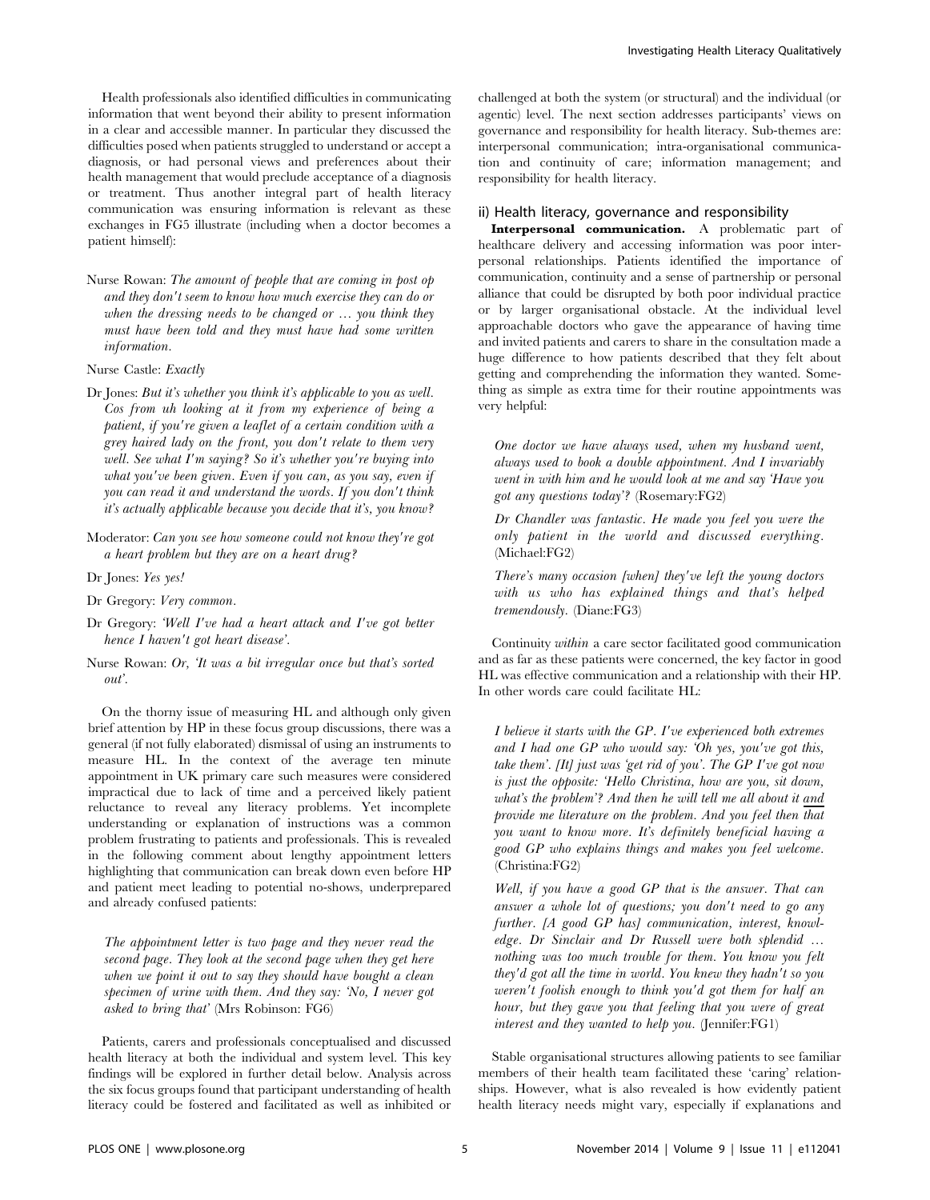Health professionals also identified difficulties in communicating information that went beyond their ability to present information in a clear and accessible manner. In particular they discussed the difficulties posed when patients struggled to understand or accept a diagnosis, or had personal views and preferences about their health management that would preclude acceptance of a diagnosis or treatment. Thus another integral part of health literacy communication was ensuring information is relevant as these exchanges in FG5 illustrate (including when a doctor becomes a patient himself):

Nurse Rowan: *The amount of people that are coming in post op and they don't seem to know how much exercise they can do or when the dressing needs to be changed or … you think they must have been told and they must have had some written information.*

Nurse Castle: *Exactly*

Dr Jones: *But it's whether you think it's applicable to you as well. Cos from uh looking at it from my experience of being a patient, if you're given a leaflet of a certain condition with a grey haired lady on the front, you don't relate to them very well. See what I'm saying? So it's whether you're buying into what you've been given. Even if you can, as you say, even if you can read it and understand the words. If you don't think it's actually applicable because you decide that it's, you know?*

Moderator: *Can you see how someone could not know they're got a heart problem but they are on a heart drug?*

Dr Jones: *Yes yes!*

Dr Gregory: *Very common.*

Dr Gregory: *'Well I've had a heart attack and I've got better hence I haven't got heart disease'.*

Nurse Rowan: *Or, 'It was a bit irregular once but that's sorted out'.*

On the thorny issue of measuring HL and although only given brief attention by HP in these focus group discussions, there was a general (if not fully elaborated) dismissal of using an instruments to measure HL. In the context of the average ten minute appointment in UK primary care such measures were considered impractical due to lack of time and a perceived likely patient reluctance to reveal any literacy problems. Yet incomplete understanding or explanation of instructions was a common problem frustrating to patients and professionals. This is revealed in the following comment about lengthy appointment letters highlighting that communication can break down even before HP and patient meet leading to potential no-shows, underprepared and already confused patients:

> *The appointment letter is two page and they never read the second page. They look at the second page when they get here when we point it out to say they should have bought a clean specimen of urine with them. And they say: 'No, I never got asked to bring that'* (Mrs Robinson: FG6)

Patients, carers and professionals conceptualised and discussed health literacy at both the individual and system level. This key findings will be explored in further detail below. Analysis across the six focus groups found that participant understanding of health literacy could be fostered and facilitated as well as inhibited or challenged at both the system (or structural) and the individual (or agentic) level. The next section addresses participants' views on governance and responsibility for health literacy. Sub-themes are: interpersonal communication; intra-organisational communication and continuity of care; information management; and responsibility for health literacy.

### ii) Health literacy, governance and responsibility

**Interpersonal communication.** A problematic part of healthcare delivery and accessing information was poor interpersonal relationships. Patients identified the importance of communication, continuity and a sense of partnership or personal alliance that could be disrupted by both poor individual practice or by larger organisational obstacle. At the individual level approachable doctors who gave the appearance of having time and invited patients and carers to share in the consultation made a huge difference to how patients described that they felt about getting and comprehending the information they wanted. Something as simple as extra time for their routine appointments was very helpful:

> *One doctor we have always used, when my husband went, always used to book a double appointment. And I invariably went in with him and he would look at me and say 'Have you got any questions today'?* (Rosemary:FG2)

> *Dr Chandler was fantastic. He made you feel you were the only patient in the world and discussed everything.* (Michael:FG2)

> *There's many occasion [when] they've left the young doctors with us who has explained things and that's helped tremendously.* (Diane:FG3)

Continuity *within* a care sector facilitated good communication and as far as these patients were concerned, the key factor in good HL was effective communication and a relationship with their HP. In other words care could facilitate HL:

> *I believe it starts with the GP. I've experienced both extremes and I had one GP who would say: 'Oh yes, you've got this, take them'. [It] just was 'get rid of you'. The GP I've got now is just the opposite: 'Hello Christina, how are you, sit down, what's the problem'? And then he will tell me all about it <u>and</u> provide me literature on the problem. And you feel then <u>that</u> you want to know more. It's definitely beneficial having a good GP who explains things and makes you feel welcome.* (Christina:FG2)

> *Well, if you have a good GP that is the answer. That can answer a whole lot of questions; you don't need to go any further. [A good GP has] communication, interest, knowledge. Dr Sinclair and Dr Russell were both splendid … nothing was too much trouble for them. You know you felt they'd got all the time in world. You knew they hadn't so you weren't foolish enough to think you'd got them for half an hour, but they gave you that feeling that you were of great interest and they wanted to help you.* (Jennifer:FG1)

Stable organisational structures allowing patients to see familiar members of their health team facilitated these 'caring' relationships. However, what is also revealed is how evidently patient health literacy needs might vary, especially if explanations and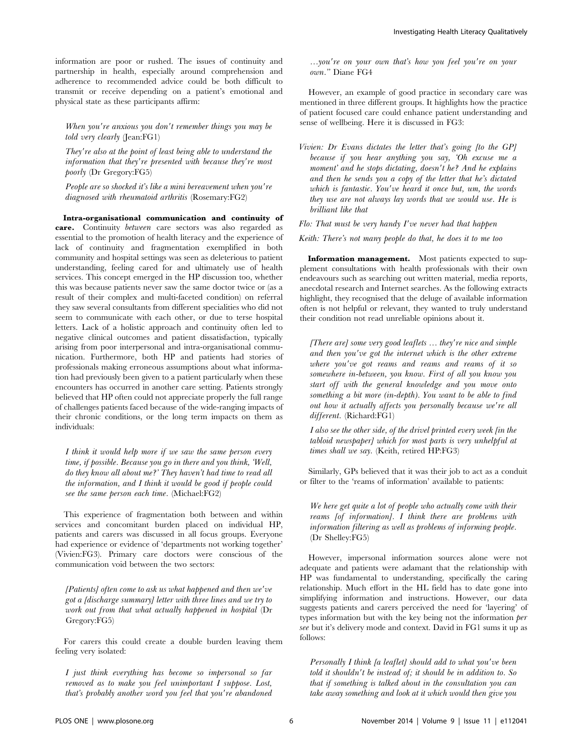information are poor or rushed. The issues of continuity and partnership in health, especially around comprehension and adherence to recommended advice could be both difficult to transmit or receive depending on a patient's emotional and physical state as these participants affirm:

> *When you're anxious you don't remember things you may be told very clearly* (Jean:FG1)
>
> *They're also at the point of least being able to understand the information that they're presented with because they're most poorly* (Dr Gregory:FG5)
>
> *People are so shocked it's like a mini bereavement when you're diagnosed with rheumatoid arthritis* (Rosemary:FG2)

**Intra-organisational communication and continuity of care.** Continuity *between* care sectors was also regarded as essential to the promotion of health literacy and the experience of lack of continuity and fragmentation exemplified in both community and hospital settings was seen as deleterious to patient understanding, feeling cared for and ultimately use of health services. This concept emerged in the HP discussion too, whether this was because patients never saw the same doctor twice or (as a result of their complex and multi-faceted condition) on referral they saw several consultants from different specialities who did not seem to communicate with each other, or due to terse hospital letters. Lack of a holistic approach and continuity often led to negative clinical outcomes and patient dissatisfaction, typically arising from poor interpersonal and intra-organisational communication. Furthermore, both HP and patients had stories of professionals making erroneous assumptions about what information had previously been given to a patient particularly when these encounters has occurred in another care setting. Patients strongly believed that HP often could not appreciate properly the full range of challenges patients faced because of the wide-ranging impacts of their chronic conditions, or the long term impacts on them as individuals:

> *I think it would help more if we saw the same person every time, if possible. Because you go in there and you think, 'Well, do they know all about me?' They haven't had time to read all the information, and I think it would be good if people could see the same person each time.* (Michael:FG2)

This experience of fragmentation both between and within services and concomitant burden placed on individual HP, patients and carers was discussed in all focus groups. Everyone had experience or evidence of 'departments not working together' (Vivien:FG3). Primary care doctors were conscious of the communication void between the two sectors:

> *[Patients] often come to ask us what happened and then we've got a [discharge summary] letter with three lines and we try to work out from that what actually happened in hospital* (Dr Gregory:FG5)

For carers this could create a double burden leaving them feeling very isolated:

> *I just think everything has become so impersonal so far removed as to make you feel unimportant I suppose. Lost, that's probably another word you feel that you're abandoned …you're on your own that's how you feel you're on your own."* Diane FG4

However, an example of good practice in secondary care was mentioned in three different groups. It highlights how the practice of patient focused care could enhance patient understanding and sense of wellbeing. Here it is discussed in FG3:

> *Vivien: Dr Evans dictates the letter that's going [to the GP] because if you hear anything you say, 'Oh excuse me a moment' and he stops dictating, doesn't he? And he explains and then he sends you a copy of the letter that he's dictated which is fantastic. You've heard it once but, um, the words they use are not always lay words that we would use. He is brilliant like that*
>
> *Flo: That must be very handy I've never had that happen*
>
> *Keith: There's not many people do that, he does it to me too*

**Information management.** Most patients expected to supplement consultations with health professionals with their own endeavours such as searching out written material, media reports, anecdotal research and Internet searches. As the following extracts highlight, they recognised that the deluge of available information often is not helpful or relevant, they wanted to truly understand their condition not read unreliable opinions about it.

> *[There are] some very good leaflets … they're nice and simple and then you've got the internet which is the other extreme where you've got reams and reams and reams of it so somewhere in-between, you know. First of all you know you start off with the general knowledge and you move onto something a bit more (in-depth). You want to be able to find out how it actually affects you personally because we're all different.* (Richard:FG1)
>
> *I also see the other side, of the drivel printed every week [in the tabloid newspaper] which for most parts is very unhelpful at times shall we say.* (Keith, retired HP:FG3)

Similarly, GPs believed that it was their job to act as a conduit or filter to the 'reams of information' available to patients:

> *We here get quite a lot of people who actually come with their reams [of information]. I think there are problems with information filtering as well as problems of informing people.* (Dr Shelley:FG5)

However, impersonal information sources alone were not adequate and patients were adamant that the relationship with HP was fundamental to understanding, specifically the caring relationship. Much effort in the HL field has to date gone into simplifying information and instructions. However, our data suggests patients and carers perceived the need for 'layering' of types information but with the key being not the information *per se* but it's delivery mode and context. David in FG1 sums it up as follows:

> *Personally I think [a leaflet] should add to what you've been told it shouldn't be instead of; it should be in addition to. So that if something is talked about in the consultation you can take away something and look at it which would then give you*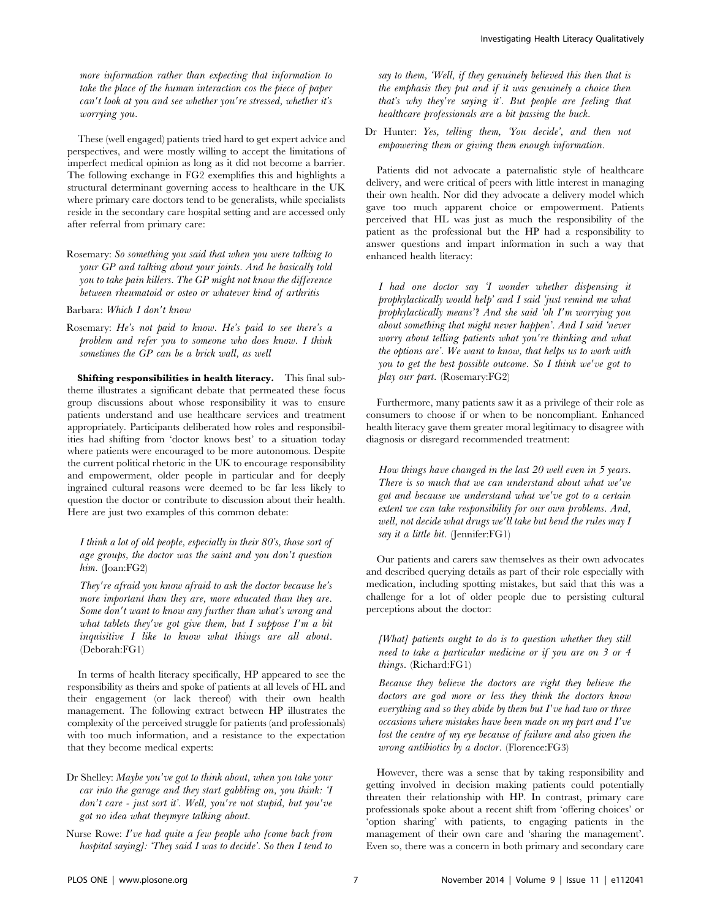*more information rather than expecting that information to take the place of the human interaction cos the piece of paper can't look at you and see whether you're stressed, whether it's worrying you.*

These (well engaged) patients tried hard to get expert advice and perspectives, and were mostly willing to accept the limitations of imperfect medical opinion as long as it did not become a barrier. The following exchange in FG2 exemplifies this and highlights a structural determinant governing access to healthcare in the UK where primary care doctors tend to be generalists, while specialists reside in the secondary care hospital setting and are accessed only after referral from primary care:

Rosemary: *So something you said that when you were talking to your GP and talking about your joints. And he basically told you to take pain killers. The GP might not know the difference between rheumatoid or osteo or whatever kind of arthritis*

Barbara: *Which I don't know*

Rosemary: *He's not paid to know. He's paid to see there's a problem and refer you to someone who does know. I think sometimes the GP can be a brick wall, as well*

**Shifting responsibilities in health literacy.** This final sub-theme illustrates a significant debate that permeated these focus group discussions about whose responsibility it was to ensure patients understand and use healthcare services and treatment appropriately. Participants deliberated how roles and responsibilities had shifting from 'doctor knows best' to a situation today where patients were encouraged to be more autonomous. Despite the current political rhetoric in the UK to encourage responsibility and empowerment, older people in particular and for deeply ingrained cultural reasons were deemed to be far less likely to question the doctor or contribute to discussion about their health. Here are just two examples of this common debate:

> *I think a lot of old people, especially in their 80's, those sort of age groups, the doctor was the saint and you don't question him.* (Joan:FG2)

> *They're afraid you know afraid to ask the doctor because he's more important than they are, more educated than they are. Some don't want to know any further than what's wrong and what tablets they've got give them, but I suppose I'm a bit inquisitive I like to know what things are all about.* (Deborah:FG1)

In terms of health literacy specifically, HP appeared to see the responsibility as theirs and spoke of patients at all levels of HL and their engagement (or lack thereof) with their own health management. The following extract between HP illustrates the complexity of the perceived struggle for patients (and professionals) with too much information, and a resistance to the expectation that they become medical experts:

Dr Shelley: *Maybe you've got to think about, when you take your car into the garage and they start gabbling on, you think: 'I don't care - just sort it'. Well, you're not stupid, but you've got no idea what theymyre talking about.*

Nurse Rowe: *I've had quite a few people who [come back from hospital saying]: 'They said I was to decide'. So then I tend to say to them, 'Well, if they genuinely believed this then that is the emphasis they put and if it was genuinely a choice then that's why they're saying it'. But people are feeling that healthcare professionals are a bit passing the buck.*

Dr Hunter: *Yes, telling them, 'You decide', and then not empowering them or giving them enough information.*

Patients did not advocate a paternalistic style of healthcare delivery, and were critical of peers with little interest in managing their own health. Nor did they advocate a delivery model which gave too much apparent choice or empowerment. Patients perceived that HL was just as much the responsibility of the patient as the professional but the HP had a responsibility to answer questions and impart information in such a way that enhanced health literacy:

> *I had one doctor say 'I wonder whether dispensing it prophylactically would help' and I said 'just remind me what prophylactically means'? And she said 'oh I'm worrying you about something that might never happen'. And I said 'never worry about telling patients what you're thinking and what the options are'. We want to know, that helps us to work with you to get the best possible outcome. So I think we've got to play our part.* (Rosemary:FG2)

Furthermore, many patients saw it as a privilege of their role as consumers to choose if or when to be noncompliant. Enhanced health literacy gave them greater moral legitimacy to disagree with diagnosis or disregard recommended treatment:

> *How things have changed in the last 20 well even in 5 years. There is so much that we can understand about what we've got and because we understand what we've got to a certain extent we can take responsibility for our own problems. And, well, not decide what drugs we'll take but bend the rules may I say it a little bit.* (Jennifer:FG1)

Our patients and carers saw themselves as their own advocates and described querying details as part of their role especially with medication, including spotting mistakes, but said that this was a challenge for a lot of older people due to persisting cultural perceptions about the doctor:

> *[What] patients ought to do is to question whether they still need to take a particular medicine or if you are on 3 or 4 things.* (Richard:FG1)

> *Because they believe the doctors are right they believe the doctors are god more or less they think the doctors know everything and so they abide by them but I've had two or three occasions where mistakes have been made on my part and I've lost the centre of my eye because of failure and also given the wrong antibiotics by a doctor.* (Florence:FG3)

However, there was a sense that by taking responsibility and getting involved in decision making patients could potentially threaten their relationship with HP. In contrast, primary care professionals spoke about a recent shift from 'offering choices' or 'option sharing' with patients, to engaging patients in the management of their own care and 'sharing the management'. Even so, there was a concern in both primary and secondary care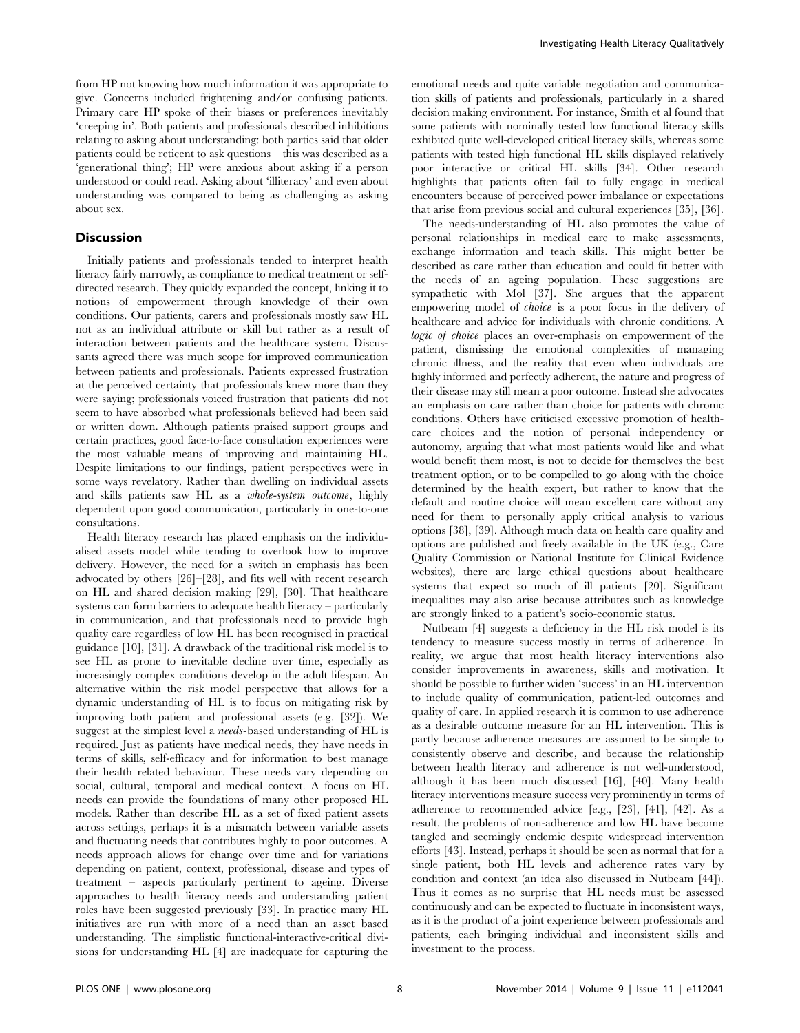from HP not knowing how much information it was appropriate to give. Concerns included frightening and/or confusing patients. Primary care HP spoke of their biases or preferences inevitably 'creeping in'. Both patients and professionals described inhibitions relating to asking about understanding: both parties said that older patients could be reticent to ask questions – this was described as a 'generational thing'; HP were anxious about asking if a person understood or could read. Asking about 'illiteracy' and even about understanding was compared to being as challenging as asking about sex.

## Discussion

Initially patients and professionals tended to interpret health literacy fairly narrowly, as compliance to medical treatment or self-directed research. They quickly expanded the concept, linking it to notions of empowerment through knowledge of their own conditions. Our patients, carers and professionals mostly saw HL not as an individual attribute or skill but rather as a result of interaction between patients and the healthcare system. Discussants agreed there was much scope for improved communication between patients and professionals. Patients expressed frustration at the perceived certainty that professionals knew more than they were saying; professionals voiced frustration that patients did not seem to have absorbed what professionals believed had been said or written down. Although patients praised support groups and certain practices, good face-to-face consultation experiences were the most valuable means of improving and maintaining HL. Despite limitations to our findings, patient perspectives were in some ways revelatory. Rather than dwelling on individual assets and skills patients saw HL as a *whole-system outcome*, highly dependent upon good communication, particularly in one-to-one consultations.

Health literacy research has placed emphasis on the individualised assets model while tending to overlook how to improve delivery. However, the need for a switch in emphasis has been advocated by others [26]–[28], and fits well with recent research on HL and shared decision making [29], [30]. That healthcare systems can form barriers to adequate health literacy – particularly in communication, and that professionals need to provide high quality care regardless of low HL has been recognised in practical guidance [10], [31]. A drawback of the traditional risk model is to see HL as prone to inevitable decline over time, especially as increasingly complex conditions develop in the adult lifespan. An alternative within the risk model perspective that allows for a dynamic understanding of HL is to focus on mitigating risk by improving both patient and professional assets (e.g. [32]). We suggest at the simplest level a *needs*-based understanding of HL is required. Just as patients have medical needs, they have needs in terms of skills, self-efficacy and for information to best manage their health related behaviour. These needs vary depending on social, cultural, temporal and medical context. A focus on HL needs can provide the foundations of many other proposed HL models. Rather than describe HL as a set of fixed patient assets across settings, perhaps it is a mismatch between variable assets and fluctuating needs that contributes highly to poor outcomes. A needs approach allows for change over time and for variations depending on patient, context, professional, disease and types of treatment – aspects particularly pertinent to ageing. Diverse approaches to health literacy needs and understanding patient roles have been suggested previously [33]. In practice many HL initiatives are run with more of a need than an asset based understanding. The simplistic functional-interactive-critical divisions for understanding HL [4] are inadequate for capturing the emotional needs and quite variable negotiation and communication skills of patients and professionals, particularly in a shared decision making environment. For instance, Smith et al found that some patients with nominally tested low functional literacy skills exhibited quite well-developed critical literacy skills, whereas some patients with tested high functional HL skills displayed relatively poor interactive or critical HL skills [34]. Other research highlights that patients often fail to fully engage in medical encounters because of perceived power imbalance or expectations that arise from previous social and cultural experiences [35], [36].

The needs-understanding of HL also promotes the value of personal relationships in medical care to make assessments, exchange information and teach skills. This might better be described as care rather than education and could fit better with the needs of an ageing population. These suggestions are sympathetic with Mol [37]. She argues that the apparent empowering model of *choice* is a poor focus in the delivery of healthcare and advice for individuals with chronic conditions. A *logic of choice* places an over-emphasis on empowerment of the patient, dismissing the emotional complexities of managing chronic illness, and the reality that even when individuals are highly informed and perfectly adherent, the nature and progress of their disease may still mean a poor outcome. Instead she advocates an emphasis on care rather than choice for patients with chronic conditions. Others have criticised excessive promotion of healthcare choices and the notion of personal independency or autonomy, arguing that what most patients would like and what would benefit them most, is not to decide for themselves the best treatment option, or to be compelled to go along with the choice determined by the health expert, but rather to know that the default and routine choice will mean excellent care without any need for them to personally apply critical analysis to various options [38], [39]. Although much data on health care quality and options are published and freely available in the UK (e.g., Care Quality Commission or National Institute for Clinical Evidence websites), there are large ethical questions about healthcare systems that expect so much of ill patients [20]. Significant inequalities may also arise because attributes such as knowledge are strongly linked to a patient's socio-economic status.

Nutbeam [4] suggests a deficiency in the HL risk model is its tendency to measure success mostly in terms of adherence. In reality, we argue that most health literacy interventions also consider improvements in awareness, skills and motivation. It should be possible to further widen 'success' in an HL intervention to include quality of communication, patient-led outcomes and quality of care. In applied research it is common to use adherence as a desirable outcome measure for an HL intervention. This is partly because adherence measures are assumed to be simple to consistently observe and describe, and because the relationship between health literacy and adherence is not well-understood, although it has been much discussed [16], [40]. Many health literacy interventions measure success very prominently in terms of adherence to recommended advice [e.g., [23], [41], [42]. As a result, the problems of non-adherence and low HL have become tangled and seemingly endemic despite widespread intervention efforts [43]. Instead, perhaps it should be seen as normal that for a single patient, both HL levels and adherence rates vary by condition and context (an idea also discussed in Nutbeam [44]). Thus it comes as no surprise that HL needs must be assessed continuously and can be expected to fluctuate in inconsistent ways, as it is the product of a joint experience between professionals and patients, each bringing individual and inconsistent skills and investment to the process.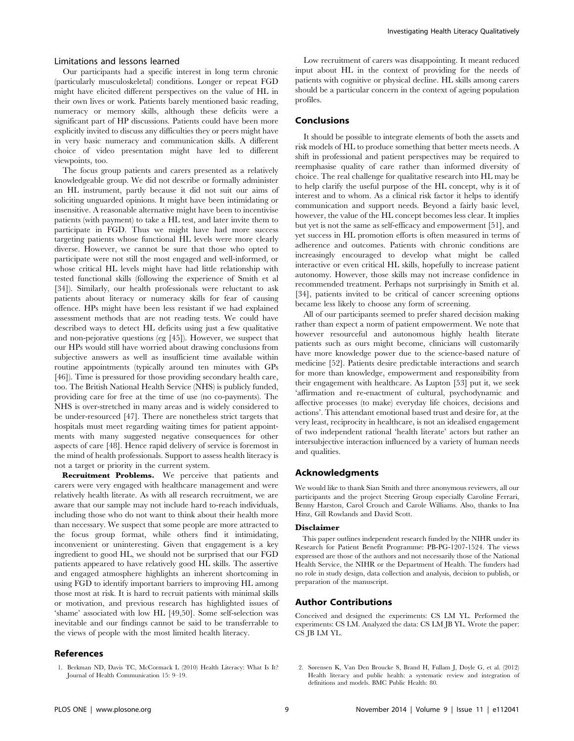### Limitations and lessons learned

Our participants had a specific interest in long term chronic (particularly musculoskeletal) conditions. Longer or repeat FGD might have elicited different perspectives on the value of HL in their own lives or work. Patients barely mentioned basic reading, numeracy or memory skills, although these deficits were a significant part of HP discussions. Patients could have been more explicitly invited to discuss any difficulties they or peers might have in very basic numeracy and communication skills. A different choice of video presentation might have led to different viewpoints, too.

The focus group patients and carers presented as a relatively knowledgeable group. We did not describe or formally administer an HL instrument, partly because it did not suit our aims of soliciting unguarded opinions. It might have been intimidating or insensitive. A reasonable alternative might have been to incentivise patients (with payment) to take a HL test, and later invite them to participate in FGD. Thus we might have had more success targeting patients whose functional HL levels were more clearly diverse. However, we cannot be sure that those who opted to participate were not still the most engaged and well-informed, or whose critical HL levels might have had little relationship with tested functional skills (following the experience of Smith et al [34]). Similarly, our health professionals were reluctant to ask patients about literacy or numeracy skills for fear of causing offence. HPs might have been less resistant if we had explained assessment methods that are not reading tests. We could have described ways to detect HL deficits using just a few qualitative and non-pejorative questions (eg [45]). However, we suspect that our HPs would still have worried about drawing conclusions from subjective answers as well as insufficient time available within routine appointments (typically around ten minutes with GPs [46]). Time is pressured for those providing secondary health care, too. The British National Health Service (NHS) is publicly funded, providing care for free at the time of use (no co-payments). The NHS is over-stretched in many areas and is widely considered to be under-resourced [47]. There are nonetheless strict targets that hospitals must meet regarding waiting times for patient appointments with many suggested negative consequences for other aspects of care [48]. Hence rapid delivery of service is foremost in the mind of health professionals. Support to assess health literacy is not a target or priority in the current system.

**Recruitment Problems.** We perceive that patients and carers were very engaged with healthcare management and were relatively health literate. As with all research recruitment, we are aware that our sample may not include hard to-reach individuals, including those who do not want to think about their health more than necessary. We suspect that some people are more attracted to the focus group format, while others find it intimidating, inconvenient or uninteresting. Given that engagement is a key ingredient to good HL, we should not be surprised that our FGD patients appeared to have relatively good HL skills. The assertive and engaged atmosphere highlights an inherent shortcoming in using FGD to identify important barriers to improving HL among those most at risk. It is hard to recruit patients with minimal skills or motivation, and previous research has highlighted issues of 'shame' associated with low HL [49,50]. Some self-selection was inevitable and our findings cannot be said to be transferrable to the views of people with the most limited health literacy.

Low recruitment of carers was disappointing. It meant reduced input about HL in the context of providing for the needs of patients with cognitive or physical decline. HL skills among carers should be a particular concern in the context of ageing population profiles.

## Conclusions

It should be possible to integrate elements of both the assets and risk models of HL to produce something that better meets needs. A shift in professional and patient perspectives may be required to reemphasise quality of care rather than informed diversity of choice. The real challenge for qualitative research into HL may be to help clarify the useful purpose of the HL concept, why is it of interest and to whom. As a clinical risk factor it helps to identify communication and support needs. Beyond a fairly basic level, however, the value of the HL concept becomes less clear. It implies but yet is not the same as self-efficacy and empowerment [51], and yet success in HL promotion efforts is often measured in terms of adherence and outcomes. Patients with chronic conditions are increasingly encouraged to develop what might be called interactive or even critical HL skills, hopefully to increase patient autonomy. However, those skills may not increase confidence in recommended treatment. Perhaps not surprisingly in Smith et al. [34], patients invited to be critical of cancer screening options became less likely to choose any form of screening.

All of our participants seemed to prefer shared decision making rather than expect a norm of patient empowerment. We note that however resourceful and autonomous highly health literate patients such as ours might become, clinicians will customarily have more knowledge power due to the science-based nature of medicine [52]. Patients desire predictable interactions and search for more than knowledge, empowerment and responsibility from their engagement with healthcare. As Lupton [53] put it, we seek 'affirmation and re-enactment of cultural, psychodynamic and affective processes (to make) everyday life choices, decisions and actions'. This attendant emotional based trust and desire for, at the very least, reciprocity in healthcare, is not an idealised engagement of two independent rational 'health literate' actors but rather an intersubjective interaction influenced by a variety of human needs and qualities.

## Acknowledgments

We would like to thank Sian Smith and three anonymous reviewers, all our participants and the project Steering Group especially Caroline Ferrari, Benny Harston, Carol Crouch and Carole Williams. Also, thanks to Ina Hinz, Gill Rowlands and David Scott.

### Disclaimer

This paper outlines independent research funded by the NIHR under its Research for Patient Benefit Programme: PB-PG-1207-1524. The views expressed are those of the authors and not necessarily those of the National Health Service, the NIHR or the Department of Health. The funders had no role in study design, data collection and analysis, decision to publish, or preparation of the manuscript.

## Author Contributions

Conceived and designed the experiments: CS LM YL. Performed the experiments: CS LM. Analyzed the data: CS LM JB YL. Wrote the paper: CS JB LM YL.

## References

1. Berkman ND, Davis TC, McCormack L (2010) Health Literacy: What Is It? Journal of Health Communication 15: 9–19.
2. Sørensen K, Van Den Broucke S, Brand H, Fullam J, Doyle G, et al. (2012) Health literacy and public health: a systematic review and integration of definitions and models. BMC Public Health: 80.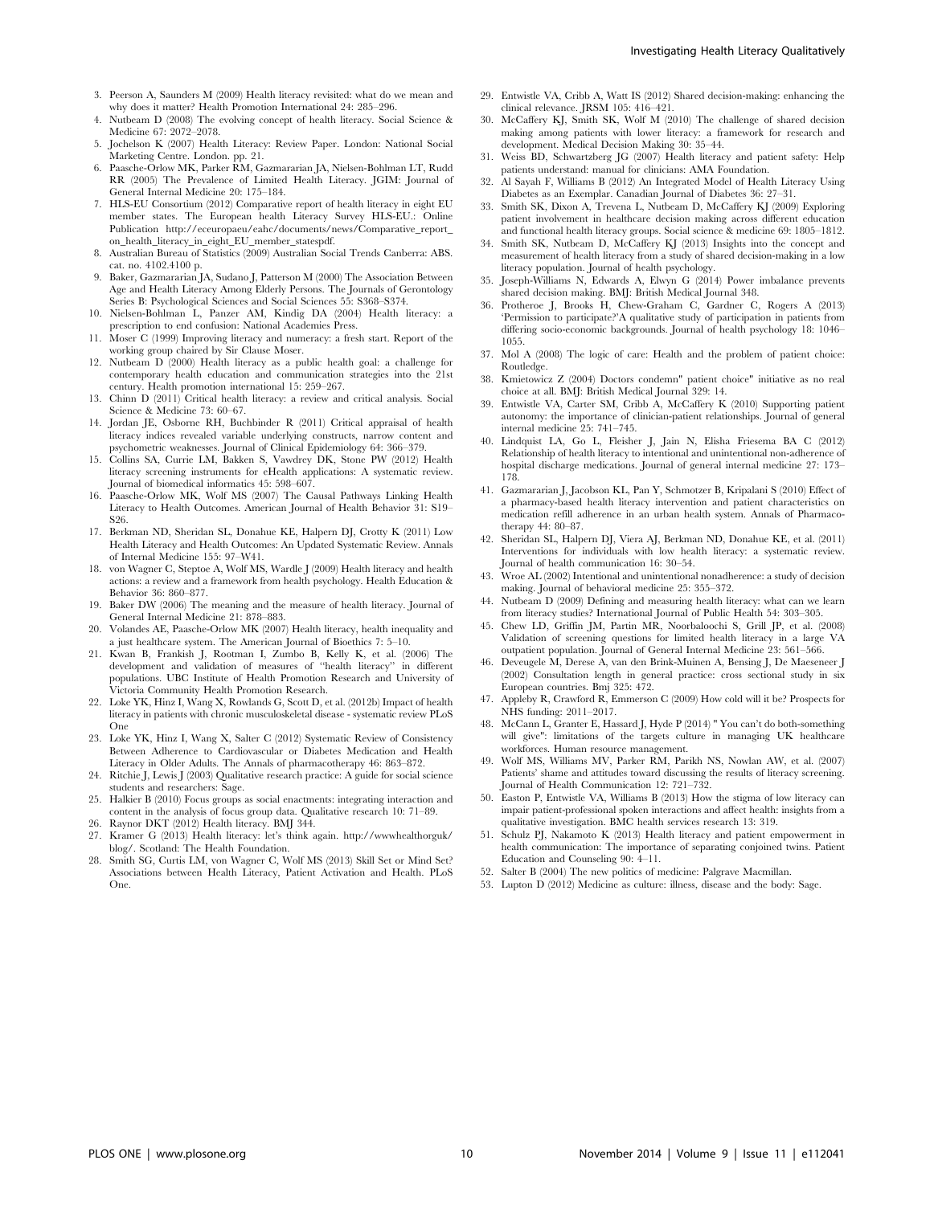3. Peerson A, Saunders M (2009) Health literacy revisited: what do we mean and why does it matter? Health Promotion International 24: 285–296.
4. Nutbeam D (2008) The evolving concept of health literacy. Social Science & Medicine 67: 2072–2078.
5. Jochelson K (2007) Health Literacy: Review Paper. London: National Social Marketing Centre. London. pp. 21.
6. Paasche-Orlow MK, Parker RM, Gazmararian JA, Nielsen-Bohlman LT, Rudd RR (2005) The Prevalence of Limited Health Literacy. JGIM: Journal of General Internal Medicine 20: 175–184.
7. HLS-EU Consortium (2012) Comparative report of health literacy in eight EU member states. The European health Literacy Survey HLS-EU.: Online Publication http://ec.europa.eu/eahc/documents/news/Comparative_report_on_health_literacy_in_eight_EU_member_states.pdf.
8. Australian Bureau of Statistics (2009) Australian Social Trends Canberra: ABS. cat. no. 4102.4100 p.
9. Baker, Gazmararian JA, Sudano J, Patterson M (2000) The Association Between Age and Health Literacy Among Elderly Persons. The Journals of Gerontology Series B: Psychological Sciences and Social Sciences 55: S368–S374.
10. Nielsen-Bohlman L, Panzer AM, Kindig DA (2004) Health literacy: a prescription to end confusion: National Academies Press.
11. Moser C (1999) Improving literacy and numeracy: a fresh start. Report of the working group chaired by Sir Clause Moser.
12. Nutbeam D (2000) Health literacy as a public health goal: a challenge for contemporary health education and communication strategies into the 21st century. Health promotion international 15: 259–267.
13. Chinn D (2011) Critical health literacy: a review and critical analysis. Social Science & Medicine 73: 60–67.
14. Jordan JE, Osborne RH, Buchbinder R (2011) Critical appraisal of health literacy indices revealed variable underlying constructs, narrow content and psychometric weaknesses. Journal of Clinical Epidemiology 64: 366–379.
15. Collins SA, Currie LM, Bakken S, Vawdrey DK, Stone PW (2012) Health literacy screening instruments for eHealth applications: A systematic review. Journal of biomedical informatics 45: 598–607.
16. Paasche-Orlow MK, Wolf MS (2007) The Causal Pathways Linking Health Literacy to Health Outcomes. American Journal of Health Behavior 31: S19–S26.
17. Berkman ND, Sheridan SL, Donahue KE, Halpern DJ, Crotty K (2011) Low Health Literacy and Health Outcomes: An Updated Systematic Review. Annals of Internal Medicine 155: 97–W41.
18. von Wagner C, Steptoe A, Wolf MS, Wardle J (2009) Health literacy and health actions: a review and a framework from health psychology. Health Education & Behavior 36: 860–877.
19. Baker DW (2006) The meaning and the measure of health literacy. Journal of General Internal Medicine 21: 878–883.
20. Volandes AE, Paasche-Orlow MK (2007) Health literacy, health inequality and a just healthcare system. The American Journal of Bioethics 7: 5–10.
21. Kwan B, Frankish J, Rootman I, Zumbo B, Kelly K, et al. (2006) The development and validation of measures of "health literacy" in different populations. UBC Institute of Health Promotion Research and University of Victoria Community Health Promotion Research.
22. Loke YK, Hinz I, Wang X, Rowlands G, Scott D, et al. (2012b) Impact of health literacy in patients with chronic musculoskeletal disease - systematic review PLoS One
23. Loke YK, Hinz I, Wang X, Salter C (2012) Systematic Review of Consistency Between Adherence to Cardiovascular or Diabetes Medication and Health Literacy in Older Adults. The Annals of pharmacotherapy 46: 863–872.
24. Ritchie J, Lewis J (2003) Qualitative research practice: A guide for social science students and researchers: Sage.
25. Halkier B (2010) Focus groups as social enactments: integrating interaction and content in the analysis of focus group data. Qualitative research 10: 71–89.
26. Raynor DKT (2012) Health literacy. BMJ 344.
27. Kramer G (2013) Health literacy: let's think again. http://www.healthorg.uk/blog/. Scotland: The Health Foundation.
28. Smith SG, Curtis LM, von Wagner C, Wolf MS (2013) Skill Set or Mind Set? Associations between Health Literacy, Patient Activation and Health. PLoS One.
29. Entwistle VA, Cribb A, Watt IS (2012) Shared decision-making: enhancing the clinical relevance. JRSM 105: 416–421.
30. McCaffery KJ, Smith SK, Wolf M (2010) The challenge of shared decision making among patients with lower literacy: a framework for research and development. Medical Decision Making 30: 35–44.
31. Weiss BD, Schwartzberg JG (2007) Health literacy and patient safety: Help patients understand: manual for clinicians: AMA Foundation.
32. Al Sayah F, Williams B (2012) An Integrated Model of Health Literacy Using Diabetes as an Exemplar. Canadian Journal of Diabetes 36: 27–31.
33. Smith SK, Dixon A, Trevena L, Nutbeam D, McCaffery KJ (2009) Exploring patient involvement in healthcare decision making across different education and functional health literacy groups. Social science & medicine 69: 1805–1812.
34. Smith SK, Nutbeam D, McCaffery KJ (2013) Insights into the concept and measurement of health literacy from a study of shared decision-making in a low literacy population. Journal of health psychology.
35. Joseph-Williams N, Edwards A, Elwyn G (2014) Power imbalance prevents shared decision making. BMJ: British Medical Journal 348.
36. Protheroe J, Brooks H, Chew-Graham C, Gardner C, Rogers A (2013) 'Permission to participate?'A qualitative study of participation in patients from differing socio-economic backgrounds. Journal of health psychology 18: 1046–1055.
37. Mol A (2008) The logic of care: Health and the problem of patient choice: Routledge.
38. Kmietowicz Z (2004) Doctors condemn" patient choice" initiative as no real choice at all. BMJ: British Medical Journal 329: 14.
39. Entwistle VA, Carter SM, Cribb A, McCaffery K (2010) Supporting patient autonomy: the importance of clinician-patient relationships. Journal of general internal medicine 25: 741–745.
40. Lindquist LA, Go L, Fleisher J, Jain N, Elisha Friesema BA C (2012) Relationship of health literacy to intentional and unintentional non-adherence of hospital discharge medications. Journal of general internal medicine 27: 173–178.
41. Gazmararian J, Jacobson KL, Pan Y, Schmotzer B, Kripalani S (2010) Effect of a pharmacy-based health literacy intervention and patient characteristics on medication refill adherence in an urban health system. Annals of Pharmacotherapy 44: 80–87.
42. Sheridan SL, Halpern DJ, Viera AJ, Berkman ND, Donahue KE, et al. (2011) Interventions for individuals with low health literacy: a systematic review. Journal of health communication 16: 30–54.
43. Wroe AL (2002) Intentional and unintentional nonadherence: a study of decision making. Journal of behavioral medicine 25: 355–372.
44. Nutbeam D (2009) Defining and measuring health literacy: what can we learn from literacy studies? International Journal of Public Health 54: 303–305.
45. Chew LD, Griffin JM, Partin MR, Noorbaloochi S, Grill JP, et al. (2008) Validation of screening questions for limited health literacy in a large VA outpatient population. Journal of General Internal Medicine 23: 561–566.
46. Deveugele M, Derese A, van den Brink-Muinen A, Bensing J, De Maeseneer J (2002) Consultation length in general practice: cross sectional study in six European countries. Bmj 325: 472.
47. Appleby R, Crawford R, Emmerson C (2009) How cold will it be? Prospects for NHS funding: 2011–2017.
48. McCann L, Granter E, Hassard J, Hyde P (2014) " You can't do both-something will give": limitations of the targets culture in managing UK healthcare workforces. Human resource management.
49. Wolf MS, Williams MV, Parker RM, Parikh NS, Nowlan AW, et al. (2007) Patients' shame and attitudes toward discussing the results of literacy screening. Journal of Health Communication 12: 721–732.
50. Easton P, Entwistle VA, Williams B (2013) How the stigma of low literacy can impair patient-professional spoken interactions and affect health: insights from a qualitative investigation. BMC health services research 13: 319.
51. Schulz PJ, Nakamoto K (2013) Health literacy and patient empowerment in health communication: The importance of separating conjoined twins. Patient Education and Counseling 90: 4–11.
52. Salter B (2004) The new politics of medicine: Palgrave Macmillan.
53. Lupton D (2012) Medicine as culture: illness, disease and the body: Sage.